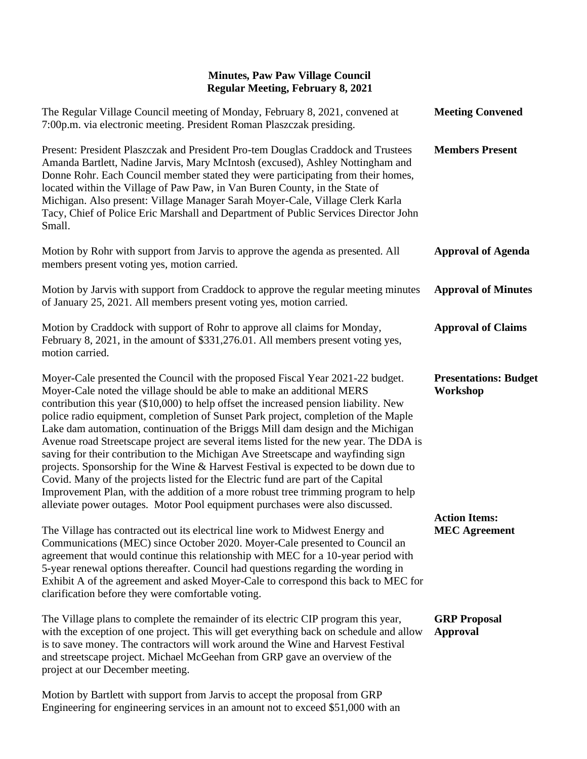# Minutes, Paw Paw Village Council
## Regular Meeting, February 8, 2021

**Meeting Convened**

The Regular Village Council meeting of Monday, February 8, 2021, convened at 7:00p.m. via electronic meeting. President Roman Plaszczak presiding.

**Members Present**

Present: President Plaszczak and President Pro-tem Douglas Craddock and Trustees Amanda Bartlett, Nadine Jarvis, Mary McIntosh (excused), Ashley Nottingham and Donne Rohr. Each Council member stated they were participating from their homes, located within the Village of Paw Paw, in Van Buren County, in the State of Michigan. Also present: Village Manager Sarah Moyer-Cale, Village Clerk Karla Tacy, Chief of Police Eric Marshall and Department of Public Services Director John Small.

**Approval of Agenda**

Motion by Rohr with support from Jarvis to approve the agenda as presented. All members present voting yes, motion carried.

**Approval of Minutes**

Motion by Jarvis with support from Craddock to approve the regular meeting minutes of January 25, 2021. All members present voting yes, motion carried.

**Approval of Claims**

Motion by Craddock with support of Rohr to approve all claims for Monday, February 8, 2021, in the amount of $331,276.01. All members present voting yes, motion carried.

**Presentations: Budget Workshop**

Moyer-Cale presented the Council with the proposed Fiscal Year 2021-22 budget. Moyer-Cale noted the village should be able to make an additional MERS contribution this year ($10,000) to help offset the increased pension liability. New police radio equipment, completion of Sunset Park project, completion of the Maple Lake dam automation, continuation of the Briggs Mill dam design and the Michigan Avenue road Streetscape project are several items listed for the new year. The DDA is saving for their contribution to the Michigan Ave Streetscape and wayfinding sign projects. Sponsorship for the Wine & Harvest Festival is expected to be down due to Covid. Many of the projects listed for the Electric fund are part of the Capital Improvement Plan, with the addition of a more robust tree trimming program to help alleviate power outages. Motor Pool equipment purchases were also discussed.

**Action Items: MEC Agreement**

The Village has contracted out its electrical line work to Midwest Energy and Communications (MEC) since October 2020. Moyer-Cale presented to Council an agreement that would continue this relationship with MEC for a 10-year period with 5-year renewal options thereafter. Council had questions regarding the wording in Exhibit A of the agreement and asked Moyer-Cale to correspond this back to MEC for clarification before they were comfortable voting.

**GRP Proposal Approval**

The Village plans to complete the remainder of its electric CIP program this year, with the exception of one project. This will get everything back on schedule and allow is to save money. The contractors will work around the Wine and Harvest Festival and streetscape project. Michael McGeehan from GRP gave an overview of the project at our December meeting.

Motion by Bartlett with support from Jarvis to accept the proposal from GRP Engineering for engineering services in an amount not to exceed $51,000 with an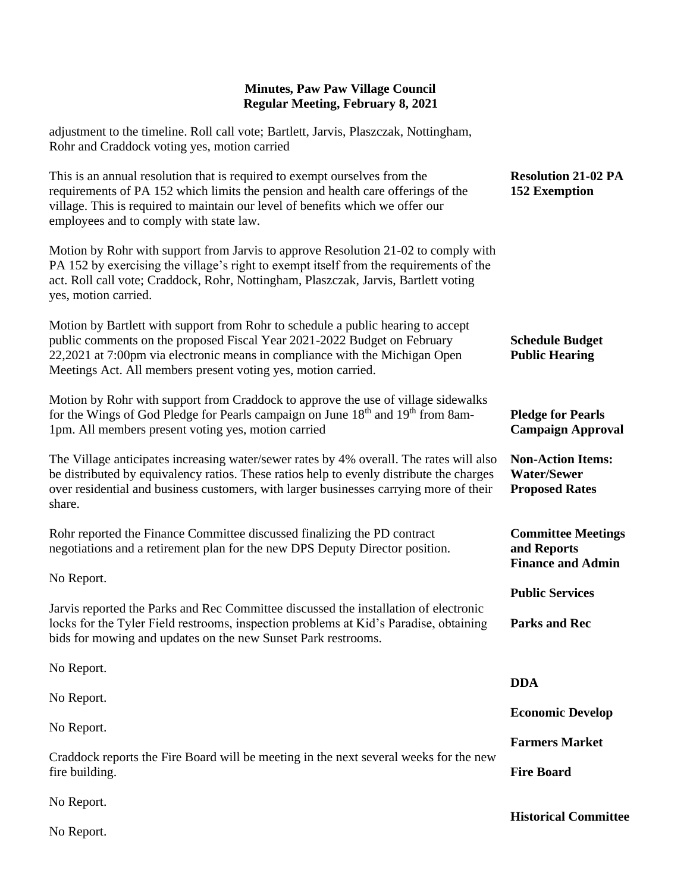adjustment to the timeline. Roll call vote; Bartlett, Jarvis, Plaszczak, Nottingham, Rohr and Craddock voting yes, motion carried

**Resolution 21-02 PA 152 Exemption**

This is an annual resolution that is required to exempt ourselves from the requirements of PA 152 which limits the pension and health care offerings of the village. This is required to maintain our level of benefits which we offer our employees and to comply with state law.

Motion by Rohr with support from Jarvis to approve Resolution 21-02 to comply with PA 152 by exercising the village's right to exempt itself from the requirements of the act. Roll call vote; Craddock, Rohr, Nottingham, Plaszczak, Jarvis, Bartlett voting yes, motion carried.

**Schedule Budget Public Hearing**

Motion by Bartlett with support from Rohr to schedule a public hearing to accept public comments on the proposed Fiscal Year 2021-2022 Budget on February 22,2021 at 7:00pm via electronic means in compliance with the Michigan Open Meetings Act. All members present voting yes, motion carried.

**Pledge for Pearls Campaign Approval**

Motion by Rohr with support from Craddock to approve the use of village sidewalks for the Wings of God Pledge for Pearls campaign on June 18th and 19th from 8am-1pm. All members present voting yes, motion carried

**Non-Action Items: Water/Sewer Proposed Rates**

The Village anticipates increasing water/sewer rates by 4% overall. The rates will also be distributed by equivalency ratios. These ratios help to evenly distribute the charges over residential and business customers, with larger businesses carrying more of their share.

**Committee Meetings and Reports**

**Finance and Admin**

Rohr reported the Finance Committee discussed finalizing the PD contract negotiations and a retirement plan for the new DPS Deputy Director position.

**Public Services**

No Report.

**Parks and Rec**

Jarvis reported the Parks and Rec Committee discussed the installation of electronic locks for the Tyler Field restrooms, inspection problems at Kid's Paradise, obtaining bids for mowing and updates on the new Sunset Park restrooms.

**DDA**

No Report.

**Economic Develop**

No Report.

**Farmers Market**

No Report.

**Fire Board**

Craddock reports the Fire Board will be meeting in the next several weeks for the new fire building.

**Historical Committee**

No Report.

No Report.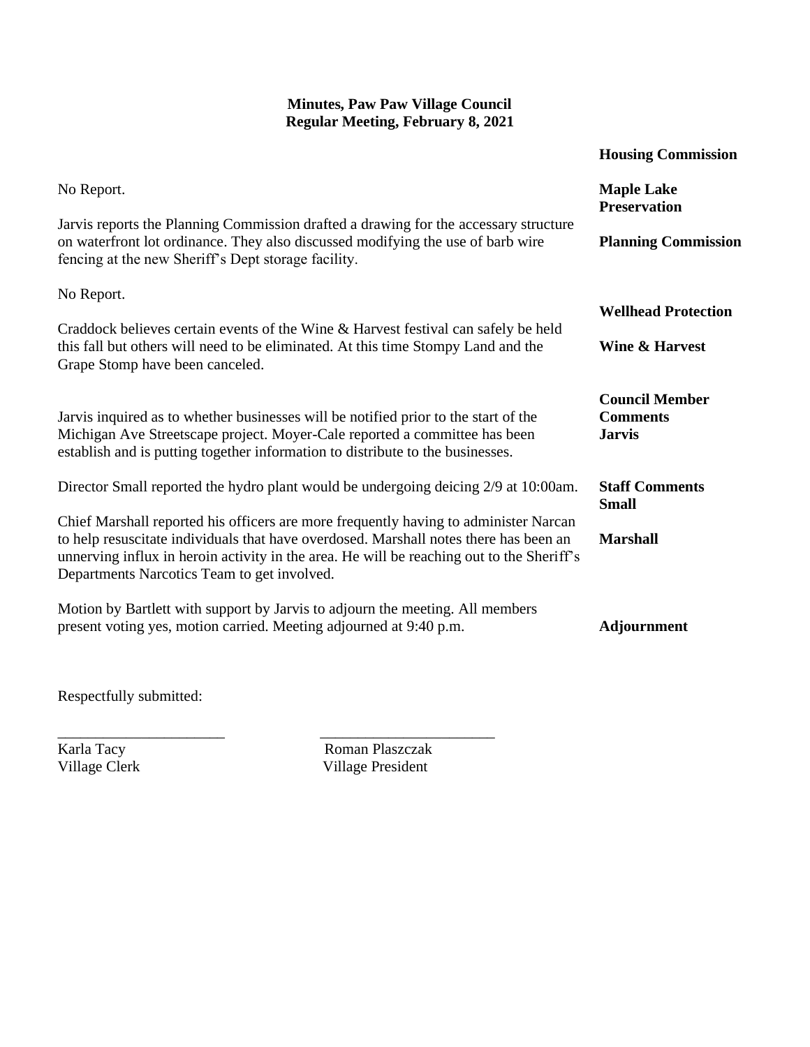**Minutes, Paw Paw Village Council**
**Regular Meeting, February 8, 2021**

**Housing Commission**

No Report.

**Maple Lake Preservation**

No Report.

**Planning Commission**

Jarvis reports the Planning Commission drafted a drawing for the accessary structure on waterfront lot ordinance. They also discussed modifying the use of barb wire fencing at the new Sheriff's Dept storage facility.

**Wellhead Protection**

No Report.

**Wine & Harvest**

Craddock believes certain events of the Wine & Harvest festival can safely be held this fall but others will need to be eliminated. At this time Stompy Land and the Grape Stomp have been canceled.

**Council Member Comments**

**Jarvis**

Jarvis inquired as to whether businesses will be notified prior to the start of the Michigan Ave Streetscape project. Moyer-Cale reported a committee has been establish and is putting together information to distribute to the businesses.

**Staff Comments**

**Small**

Director Small reported the hydro plant would be undergoing deicing 2/9 at 10:00am.

**Marshall**

Chief Marshall reported his officers are more frequently having to administer Narcan to help resuscitate individuals that have overdosed. Marshall notes there has been an unnerving influx in heroin activity in the area. He will be reaching out to the Sheriff's Departments Narcotics Team to get involved.

**Adjournment**

Motion by Bartlett with support by Jarvis to adjourn the meeting. All members present voting yes, motion carried. Meeting adjourned at 9:40 p.m.

Respectfully submitted:

______________________ ______________________

Karla Tacy
Village Clerk

Roman Plaszczak
Village President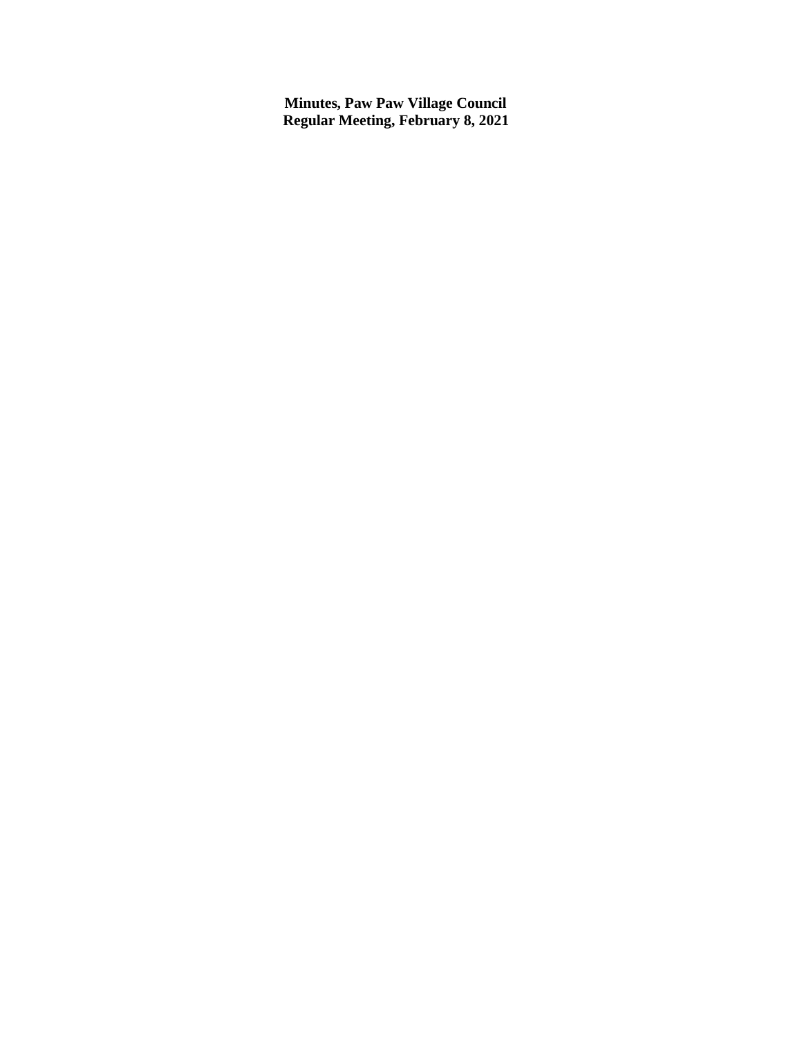**Minutes, Paw Paw Village Council**
**Regular Meeting, February 8, 2021**